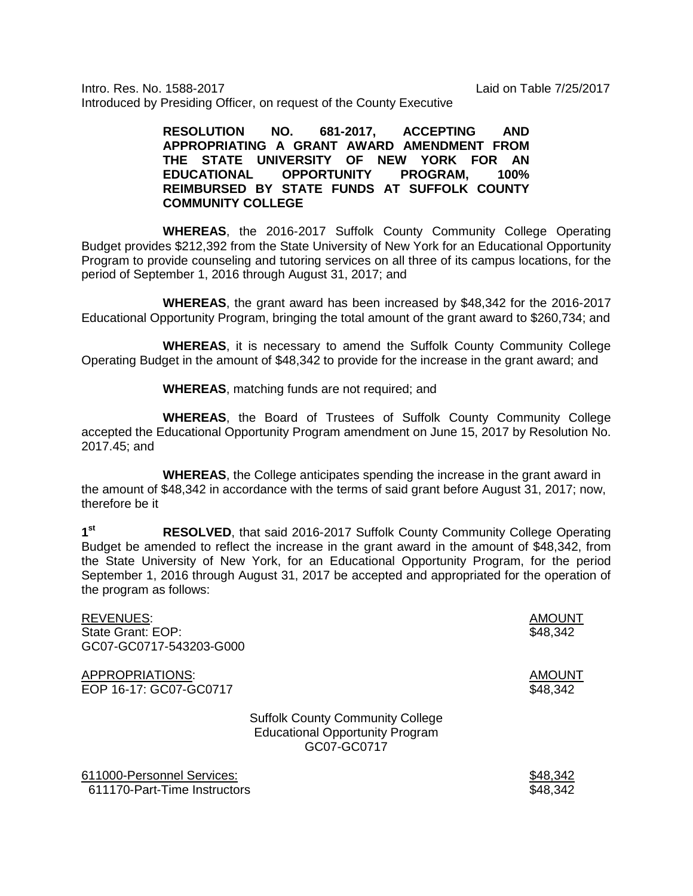Intro. Res. No. 1588-2017 Laid on Table 7/25/2017
Introduced by Presiding Officer, on request of the County Executive

**RESOLUTION NO. 681-2017, ACCEPTING AND APPROPRIATING A GRANT AWARD AMENDMENT FROM THE STATE UNIVERSITY OF NEW YORK FOR AN EDUCATIONAL OPPORTUNITY PROGRAM, 100% REIMBURSED BY STATE FUNDS AT SUFFOLK COUNTY COMMUNITY COLLEGE**

**WHEREAS**, the 2016-2017 Suffolk County Community College Operating Budget provides $212,392 from the State University of New York for an Educational Opportunity Program to provide counseling and tutoring services on all three of its campus locations, for the period of September 1, 2016 through August 31, 2017; and

**WHEREAS**, the grant award has been increased by $48,342 for the 2016-2017 Educational Opportunity Program, bringing the total amount of the grant award to $260,734; and

**WHEREAS**, it is necessary to amend the Suffolk County Community College Operating Budget in the amount of $48,342 to provide for the increase in the grant award; and

**WHEREAS**, matching funds are not required; and

**WHEREAS**, the Board of Trustees of Suffolk County Community College accepted the Educational Opportunity Program amendment on June 15, 2017 by Resolution No. 2017.45; and

**WHEREAS**, the College anticipates spending the increase in the grant award in the amount of $48,342 in accordance with the terms of said grant before August 31, 2017; now, therefore be it

1st **RESOLVED**, that said 2016-2017 Suffolk County Community College Operating Budget be amended to reflect the increase in the grant award in the amount of $48,342, from the State University of New York, for an Educational Opportunity Program, for the period September 1, 2016 through August 31, 2017 be accepted and appropriated for the operation of the program as follows:

| REVENUES: | AMOUNT |
|---|---|
| State Grant: EOP: GC07-GC0717-543203-G000 | $48,342 |

| APPROPRIATIONS: | AMOUNT |
|---|---|
| EOP 16-17: GC07-GC0717 | $48,342 |

Suffolk County Community College
Educational Opportunity Program
GC07-GC0717

| | |
|---|---|
| 611000-Personnel Services: | $48,342 |
| 611170-Part-Time Instructors | $48,342 |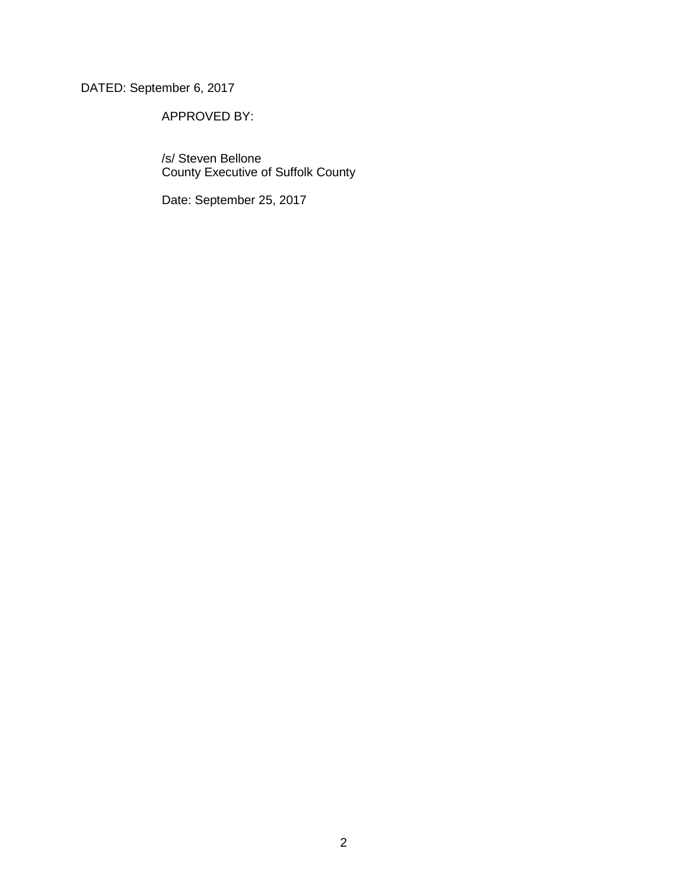DATED: September 6, 2017

APPROVED BY:

/s/ Steven Bellone
County Executive of Suffolk County

Date: September 25, 2017